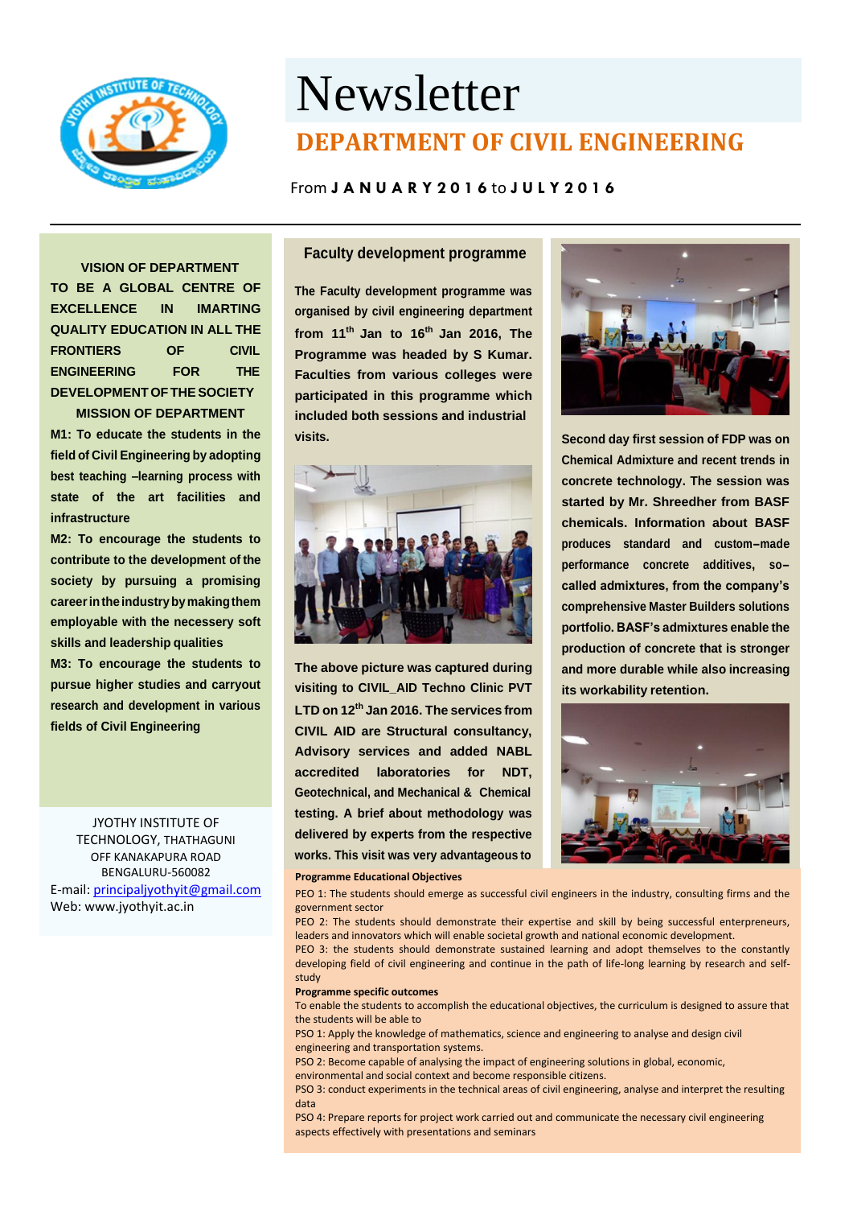# Newsletter

## DEPARTMENT OF CIVIL ENGINEERING

From **JANUARY 2016** to **JULY 2016**

---

**VISION OF DEPARTMENT**

**TO BE A GLOBAL CENTRE OF EXCELLENCE IN IMARTING QUALITY EDUCATION IN ALL THE FRONTIERS OF CIVIL ENGINEERING FOR THE DEVELOPMENT OF THE SOCIETY**

**MISSION OF DEPARTMENT**

**M1: To educate the students in the field of Civil Engineering by adopting best teaching –learning process with state of the art facilities and infrastructure**

**M2: To encourage the students to contribute to the development of the society by pursuing a promising career in the industry by making them employable with the necessary soft skills and leadership qualities**

**M3: To encourage the students to pursue higher studies and carryout research and development in various fields of Civil Engineering**

JYOTHY INSTITUTE OF TECHNOLOGY, THATHAGUNI
OFF KANAKAPURA ROAD
BENGALURU-560082
E-mail: principaljyothyit@gmail.com
Web: www.jyothyit.ac.in

### Faculty development programme

**The Faculty development programme was organised by civil engineering department from 11th Jan to 16th Jan 2016, The Programme was headed by S Kumar. Faculties from various colleges were participated in this programme which included both sessions and industrial visits.**

**The above picture was captured during visiting to CIVIL_AID Techno Clinic PVT LTD on 12th Jan 2016. The services from CIVIL AID are Structural consultancy, Advisory services and added NABL accredited laboratories for NDT, Geotechnical, and Mechanical & Chemical testing. A brief about methodology was delivered by experts from the respective works. This visit was very advantageous to**

**Second day first session of FDP was on Chemical Admixture and recent trends in concrete technology. The session was started by Mr. Shreedher from BASF chemicals. Information about BASF produces standard and custom–made performance concrete additives, so–called admixtures, from the company's comprehensive Master Builders solutions portfolio. BASF's admixtures enable the production of concrete that is stronger and more durable while also increasing its workability retention.**

**Programme Educational Objectives**

PEO 1: The students should emerge as successful civil engineers in the industry, consulting firms and the government sector

PEO 2: The students should demonstrate their expertise and skill by being successful enterpreneurs, leaders and innovators which will enable societal growth and national economic development.

PEO 3: the students should demonstrate sustained learning and adopt themselves to the constantly developing field of civil engineering and continue in the path of life-long learning by research and self-study

**Programme specific outcomes**

To enable the students to accomplish the educational objectives, the curriculum is designed to assure that the students will be able to

PSO 1: Apply the knowledge of mathematics, science and engineering to analyse and design civil engineering and transportation systems.

PSO 2: Become capable of analysing the impact of engineering solutions in global, economic, environmental and social context and become responsible citizens.

PSO 3: conduct experiments in the technical areas of civil engineering, analyse and interpret the resulting data

PSO 4: Prepare reports for project work carried out and communicate the necessary civil engineering aspects effectively with presentations and seminars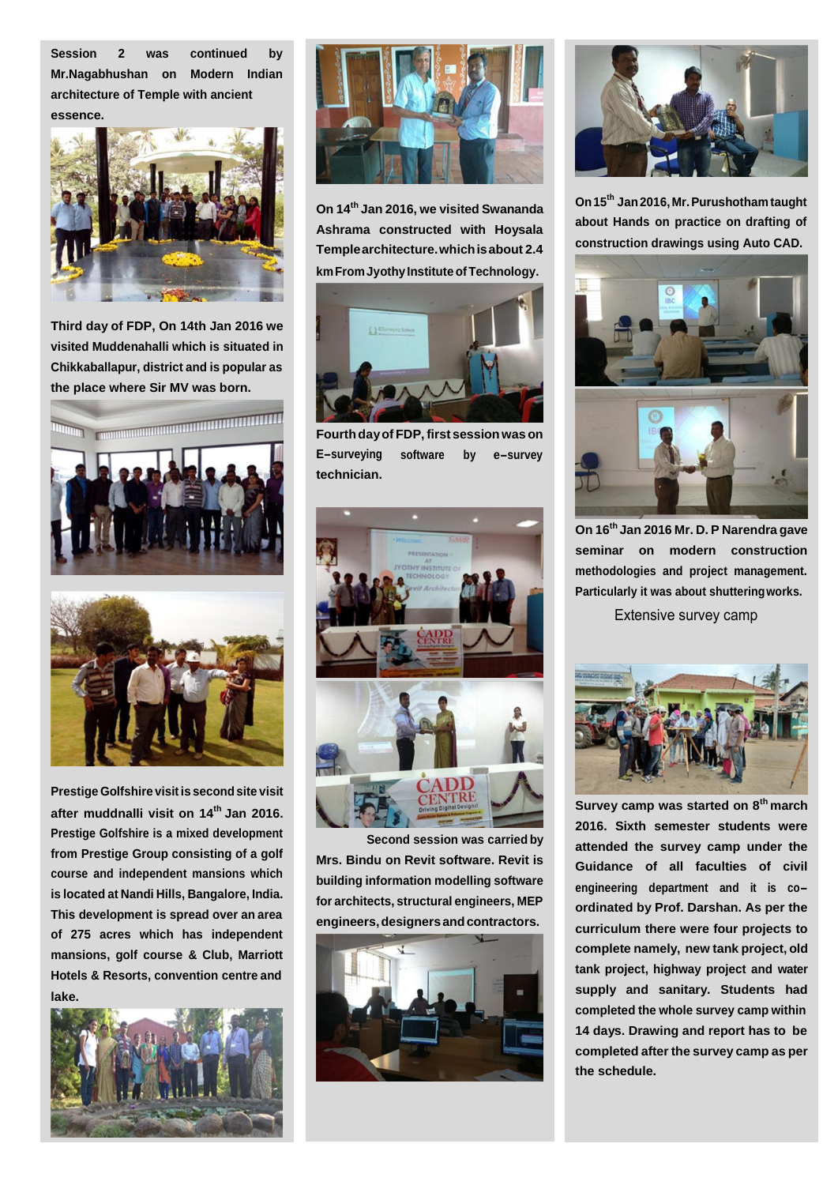**Session 2 was continued by Mr.Nagabhushan on Modern Indian architecture of Temple with ancient essence.**

**Third day of FDP, On 14th Jan 2016 we visited Muddenahalli which is situated in Chikkaballapur, district and is popular as the place where Sir MV was born.**

**Prestige Golfshire visit is second site visit after muddnalli visit on 14th Jan 2016. Prestige Golfshire is a mixed development from Prestige Group consisting of a golf course and independent mansions which is located at Nandi Hills, Bangalore, India. This development is spread over an area of 275 acres which has independent mansions, golf course & Club, Marriott Hotels & Resorts, convention centre and lake.**

**On 14th Jan 2016, we visited Swananda Ashrama constructed with Hoysala Temple architecture. which is about 2.4 km From Jyothy Institute of Technology.**

**Fourth day of FDP, first session was on E-surveying software by e-survey technician.**

**Second session was carried by Mrs. Bindu on Revit software. Revit is building information modelling software for architects, structural engineers, MEP engineers, designers and contractors.**

**On 15th Jan 2016, Mr. Purushotham taught about Hands on practice on drafting of construction drawings using Auto CAD.**

**On 16th Jan 2016 Mr. D. P Narendra gave seminar on modern construction methodologies and project management. Particularly it was about shuttering works.**

## Extensive survey camp

**Survey camp was started on 8th march 2016. Sixth semester students were attended the survey camp under the Guidance of all faculties of civil engineering department and it is co-ordinated by Prof. Darshan. As per the curriculum there were four projects to complete namely, new tank project, old tank project, highway project and water supply and sanitary. Students had completed the whole survey camp within 14 days. Drawing and report has to be completed after the survey camp as per the schedule.**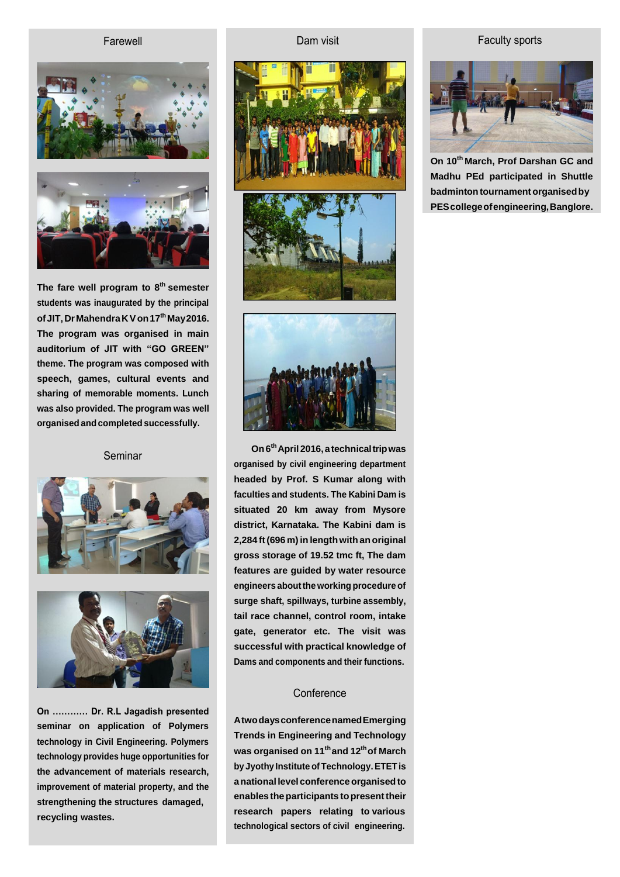## Farewell

The fare well program to 8th semester students was inaugurated by the principal of JIT, Dr Mahendra K V on 17th May 2016. The program was organised in main auditorium of JIT with "GO GREEN" theme. The program was composed with speech, games, cultural events and sharing of memorable moments. Lunch was also provided. The program was well organised and completed successfully.

## Seminar

On ………… Dr. R.L Jagadish presented seminar on application of Polymers technology in Civil Engineering. Polymers technology provides huge opportunities for the advancement of materials research, improvement of material property, and the strengthening the structures damaged, recycling wastes.

## Dam visit

On 6th April 2016, a technical trip was organised by civil engineering department headed by Prof. S Kumar along with faculties and students. The Kabini Dam is situated 20 km away from Mysore district, Karnataka. The Kabini dam is 2,284 ft (696 m) in length with an original gross storage of 19.52 tmc ft, The dam features are guided by water resource engineers about the working procedure of surge shaft, spillways, turbine assembly, tail race channel, control room, intake gate, generator etc. The visit was successful with practical knowledge of Dams and components and their functions.

## Conference

A two days conference named Emerging Trends in Engineering and Technology was organised on 11th and 12th of March by Jyothy Institute of Technology. ETET is a national level conference organised to enables the participants to present their research papers relating to various technological sectors of civil engineering.

## Faculty sports

On 10th March, Prof Darshan GC and Madhu PEd participated in Shuttle badminton tournament organised by PES college of engineering, Banglore.